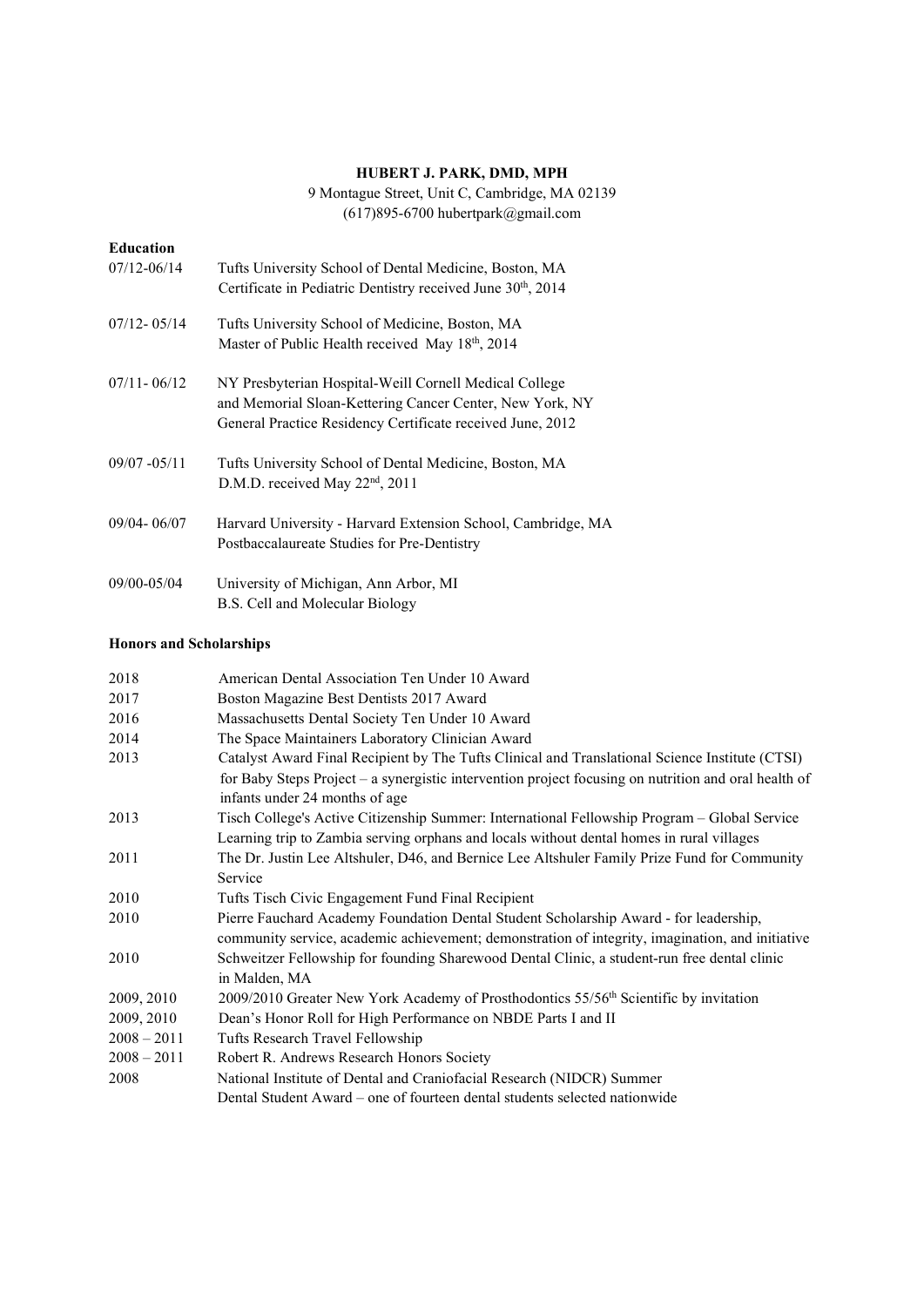# HUBERT J. PARK, DMD, MPH

9 Montague Street, Unit C, Cambridge, MA 02139
(617)895-6700 hubertpark@gmail.com

## Education

07/12-06/14 Tufts University School of Dental Medicine, Boston, MA
Certificate in Pediatric Dentistry received June 30th, 2014

07/12- 05/14 Tufts University School of Medicine, Boston, MA
Master of Public Health received May 18th, 2014

07/11- 06/12 NY Presbyterian Hospital-Weill Cornell Medical College
and Memorial Sloan-Kettering Cancer Center, New York, NY
General Practice Residency Certificate received June, 2012

09/07 -05/11 Tufts University School of Dental Medicine, Boston, MA
D.M.D. received May 22nd, 2011

09/04- 06/07 Harvard University - Harvard Extension School, Cambridge, MA
Postbaccalaureate Studies for Pre-Dentistry

09/00-05/04 University of Michigan, Ann Arbor, MI
B.S. Cell and Molecular Biology

## Honors and Scholarships

| | |
|---|---|
| 2018 | American Dental Association Ten Under 10 Award |
| 2017 | Boston Magazine Best Dentists 2017 Award |
| 2016 | Massachusetts Dental Society Ten Under 10 Award |
| 2014 | The Space Maintainers Laboratory Clinician Award |
| 2013 | Catalyst Award Final Recipient by The Tufts Clinical and Translational Science Institute (CTSI) for Baby Steps Project – a synergistic intervention project focusing on nutrition and oral health of infants under 24 months of age |
| 2013 | Tisch College's Active Citizenship Summer: International Fellowship Program – Global Service Learning trip to Zambia serving orphans and locals without dental homes in rural villages |
| 2011 | The Dr. Justin Lee Altshuler, D46, and Bernice Lee Altshuler Family Prize Fund for Community Service |
| 2010 | Tufts Tisch Civic Engagement Fund Final Recipient |
| 2010 | Pierre Fauchard Academy Foundation Dental Student Scholarship Award - for leadership, community service, academic achievement; demonstration of integrity, imagination, and initiative |
| 2010 | Schweitzer Fellowship for founding Sharewood Dental Clinic, a student-run free dental clinic in Malden, MA |
| 2009, 2010 | 2009/2010 Greater New York Academy of Prosthodontics 55/56th Scientific by invitation |
| 2009, 2010 | Dean's Honor Roll for High Performance on NBDE Parts I and II |
| 2008 – 2011 | Tufts Research Travel Fellowship |
| 2008 – 2011 | Robert R. Andrews Research Honors Society |
| 2008 | National Institute of Dental and Craniofacial Research (NIDCR) Summer Dental Student Award – one of fourteen dental students selected nationwide |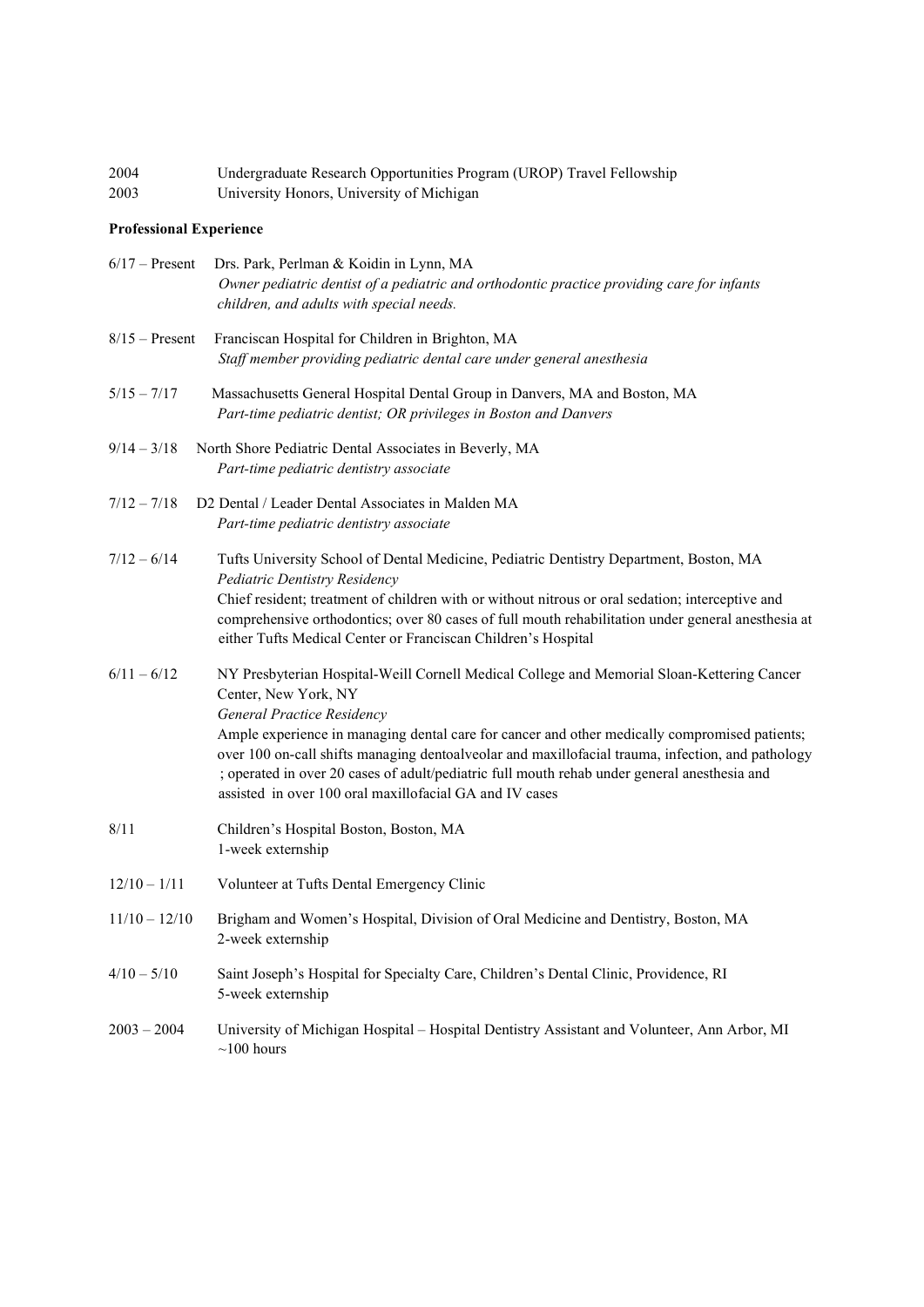2004 Undergraduate Research Opportunities Program (UROP) Travel Fellowship

2003 University Honors, University of Michigan

**Professional Experience**

6/17 – Present Drs. Park, Perlman & Koidin in Lynn, MA
*Owner pediatric dentist of a pediatric and orthodontic practice providing care for infants children, and adults with special needs.*

8/15 – Present Franciscan Hospital for Children in Brighton, MA
*Staff member providing pediatric dental care under general anesthesia*

5/15 – 7/17 Massachusetts General Hospital Dental Group in Danvers, MA and Boston, MA
*Part-time pediatric dentist; OR privileges in Boston and Danvers*

9/14 – 3/18 North Shore Pediatric Dental Associates in Beverly, MA
*Part-time pediatric dentistry associate*

7/12 – 7/18 D2 Dental / Leader Dental Associates in Malden MA
*Part-time pediatric dentistry associate*

7/12 – 6/14 Tufts University School of Dental Medicine, Pediatric Dentistry Department, Boston, MA
*Pediatric Dentistry Residency*
Chief resident; treatment of children with or without nitrous or oral sedation; interceptive and comprehensive orthodontics; over 80 cases of full mouth rehabilitation under general anesthesia at either Tufts Medical Center or Franciscan Children's Hospital

6/11 – 6/12 NY Presbyterian Hospital-Weill Cornell Medical College and Memorial Sloan-Kettering Cancer Center, New York, NY
*General Practice Residency*
Ample experience in managing dental care for cancer and other medically compromised patients; over 100 on-call shifts managing dentoalveolar and maxillofacial trauma, infection, and pathology ; operated in over 20 cases of adult/pediatric full mouth rehab under general anesthesia and assisted in over 100 oral maxillofacial GA and IV cases

8/11 Children's Hospital Boston, Boston, MA
1-week externship

12/10 – 1/11 Volunteer at Tufts Dental Emergency Clinic

11/10 – 12/10 Brigham and Women's Hospital, Division of Oral Medicine and Dentistry, Boston, MA
2-week externship

4/10 – 5/10 Saint Joseph's Hospital for Specialty Care, Children's Dental Clinic, Providence, RI
5-week externship

2003 – 2004 University of Michigan Hospital – Hospital Dentistry Assistant and Volunteer, Ann Arbor, MI
~100 hours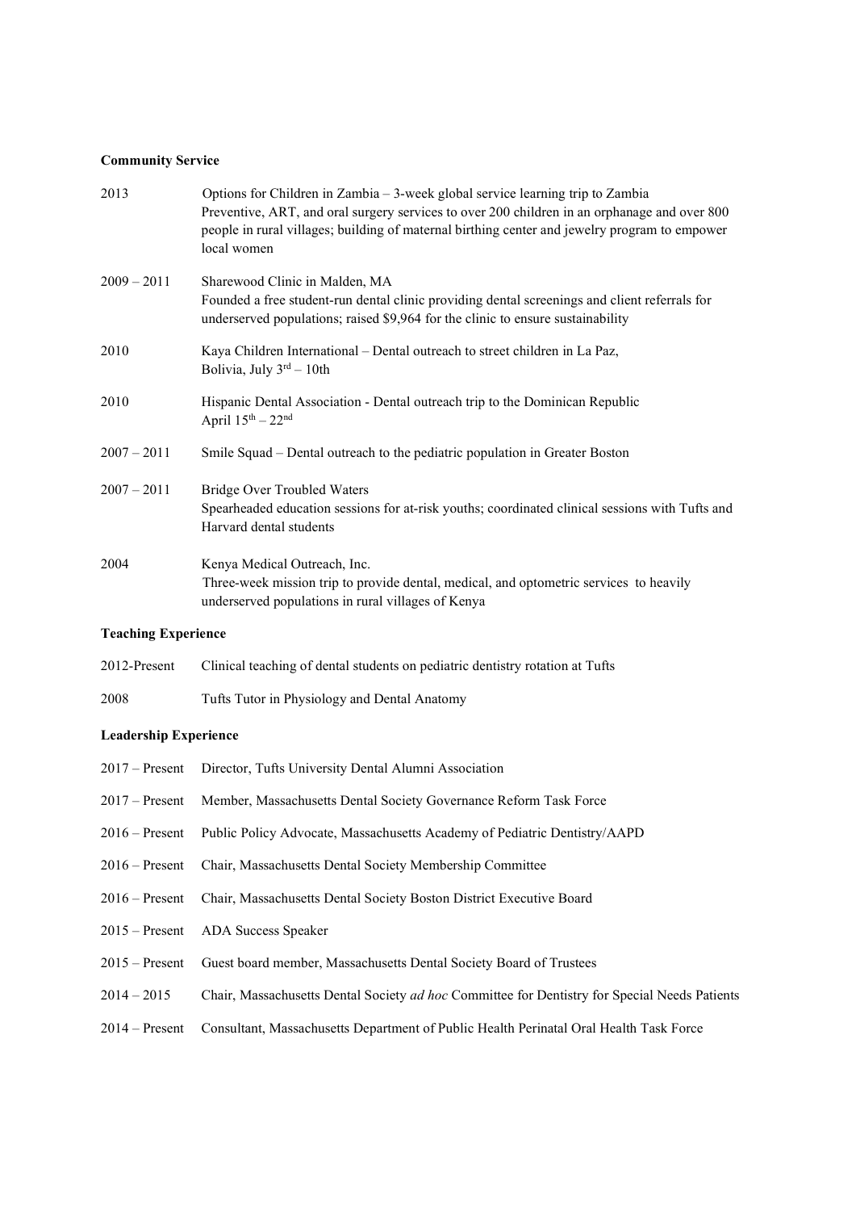**Community Service**

2013 Options for Children in Zambia – 3-week global service learning trip to Zambia
Preventive, ART, and oral surgery services to over 200 children in an orphanage and over 800 people in rural villages; building of maternal birthing center and jewelry program to empower local women

2009 – 2011 Sharewood Clinic in Malden, MA
Founded a free student-run dental clinic providing dental screenings and client referrals for underserved populations; raised $9,964 for the clinic to ensure sustainability

2010 Kaya Children International – Dental outreach to street children in La Paz, Bolivia, July 3rd – 10th

2010 Hispanic Dental Association - Dental outreach trip to the Dominican Republic
April 15th – 22nd

2007 – 2011 Smile Squad – Dental outreach to the pediatric population in Greater Boston

2007 – 2011 Bridge Over Troubled Waters
Spearheaded education sessions for at-risk youths; coordinated clinical sessions with Tufts and Harvard dental students

2004 Kenya Medical Outreach, Inc.
Three-week mission trip to provide dental, medical, and optometric services to heavily underserved populations in rural villages of Kenya

**Teaching Experience**

2012-Present Clinical teaching of dental students on pediatric dentistry rotation at Tufts

2008 Tufts Tutor in Physiology and Dental Anatomy

**Leadership Experience**

2017 – Present Director, Tufts University Dental Alumni Association

2017 – Present Member, Massachusetts Dental Society Governance Reform Task Force

2016 – Present Public Policy Advocate, Massachusetts Academy of Pediatric Dentistry/AAPD

2016 – Present Chair, Massachusetts Dental Society Membership Committee

2016 – Present Chair, Massachusetts Dental Society Boston District Executive Board

2015 – Present ADA Success Speaker

2015 – Present Guest board member, Massachusetts Dental Society Board of Trustees

2014 – 2015 Chair, Massachusetts Dental Society *ad hoc* Committee for Dentistry for Special Needs Patients

2014 – Present Consultant, Massachusetts Department of Public Health Perinatal Oral Health Task Force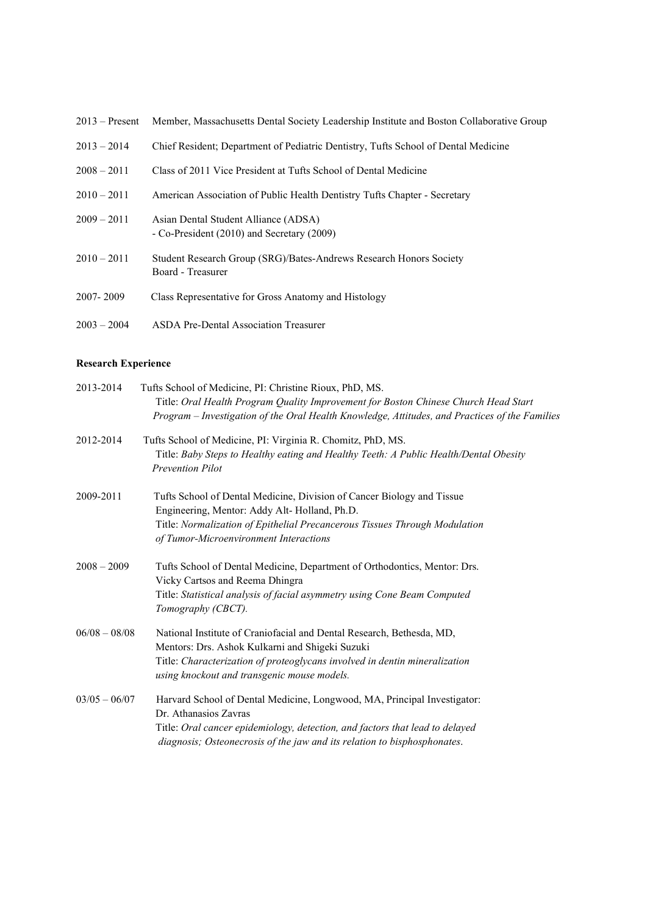2013 – Present Member, Massachusetts Dental Society Leadership Institute and Boston Collaborative Group

2013 – 2014 Chief Resident; Department of Pediatric Dentistry, Tufts School of Dental Medicine

2008 – 2011 Class of 2011 Vice President at Tufts School of Dental Medicine

2010 – 2011 American Association of Public Health Dentistry Tufts Chapter - Secretary

2009 – 2011 Asian Dental Student Alliance (ADSA)
- Co-President (2010) and Secretary (2009)

2010 – 2011 Student Research Group (SRG)/Bates-Andrews Research Honors Society Board - Treasurer

2007- 2009 Class Representative for Gross Anatomy and Histology

2003 – 2004 ASDA Pre-Dental Association Treasurer

**Research Experience**

2013-2014 Tufts School of Medicine, PI: Christine Rioux, PhD, MS.
Title: *Oral Health Program Quality Improvement for Boston Chinese Church Head Start Program – Investigation of the Oral Health Knowledge, Attitudes, and Practices of the Families*

2012-2014 Tufts School of Medicine, PI: Virginia R. Chomitz, PhD, MS.
Title: *Baby Steps to Healthy eating and Healthy Teeth: A Public Health/Dental Obesity Prevention Pilot*

2009-2011 Tufts School of Dental Medicine, Division of Cancer Biology and Tissue Engineering, Mentor: Addy Alt- Holland, Ph.D.
Title: *Normalization of Epithelial Precancerous Tissues Through Modulation of Tumor-Microenvironment Interactions*

2008 – 2009 Tufts School of Dental Medicine, Department of Orthodontics, Mentor: Drs. Vicky Cartsos and Reema Dhingra
Title: *Statistical analysis of facial asymmetry using Cone Beam Computed Tomography (CBCT).*

06/08 – 08/08 National Institute of Craniofacial and Dental Research, Bethesda, MD, Mentors: Drs. Ashok Kulkarni and Shigeki Suzuki
Title: *Characterization of proteoglycans involved in dentin mineralization using knockout and transgenic mouse models.*

03/05 – 06/07 Harvard School of Dental Medicine, Longwood, MA, Principal Investigator: Dr. Athanasios Zavras
Title: *Oral cancer epidemiology, detection, and factors that lead to delayed diagnosis; Osteonecrosis of the jaw and its relation to bisphosphonates*.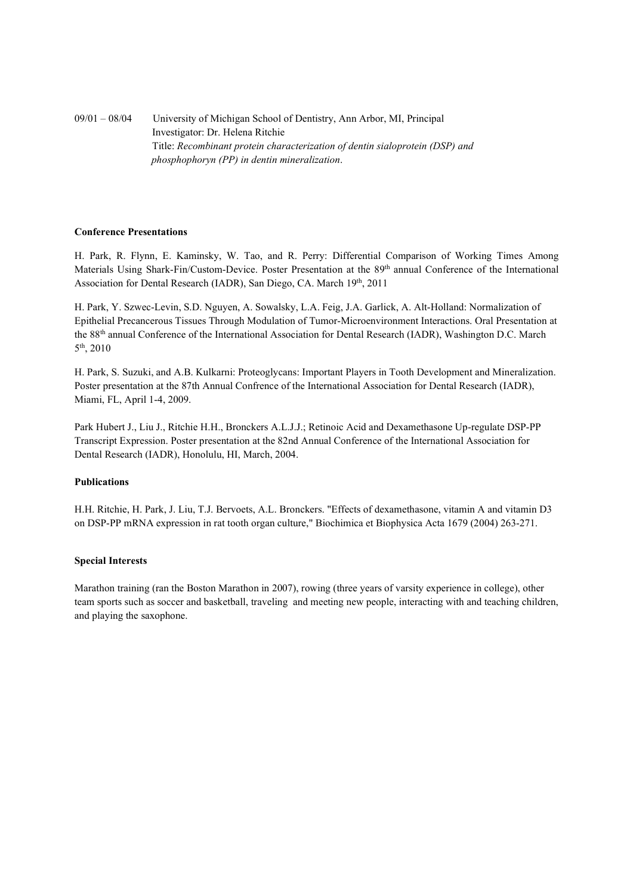09/01 – 08/04 University of Michigan School of Dentistry, Ann Arbor, MI, Principal Investigator: Dr. Helena Ritchie
Title: *Recombinant protein characterization of dentin sialoprotein (DSP) and phosphophoryn (PP) in dentin mineralization*.

**Conference Presentations**

H. Park, R. Flynn, E. Kaminsky, W. Tao, and R. Perry: Differential Comparison of Working Times Among Materials Using Shark-Fin/Custom-Device. Poster Presentation at the 89th annual Conference of the International Association for Dental Research (IADR), San Diego, CA. March 19th, 2011

H. Park, Y. Szwec-Levin, S.D. Nguyen, A. Sowalsky, L.A. Feig, J.A. Garlick, A. Alt-Holland: Normalization of Epithelial Precancerous Tissues Through Modulation of Tumor-Microenvironment Interactions. Oral Presentation at the 88th annual Conference of the International Association for Dental Research (IADR), Washington D.C. March 5th, 2010

H. Park, S. Suzuki, and A.B. Kulkarni: Proteoglycans: Important Players in Tooth Development and Mineralization. Poster presentation at the 87th Annual Confrence of the International Association for Dental Research (IADR), Miami, FL, April 1-4, 2009.

Park Hubert J., Liu J., Ritchie H.H., Bronckers A.L.J.J.; Retinoic Acid and Dexamethasone Up-regulate DSP-PP Transcript Expression. Poster presentation at the 82nd Annual Conference of the International Association for Dental Research (IADR), Honolulu, HI, March, 2004.

**Publications**

H.H. Ritchie, H. Park, J. Liu, T.J. Bervoets, A.L. Bronckers. "Effects of dexamethasone, vitamin A and vitamin D3 on DSP-PP mRNA expression in rat tooth organ culture," Biochimica et Biophysica Acta 1679 (2004) 263-271.

**Special Interests**

Marathon training (ran the Boston Marathon in 2007), rowing (three years of varsity experience in college), other team sports such as soccer and basketball, traveling and meeting new people, interacting with and teaching children, and playing the saxophone.